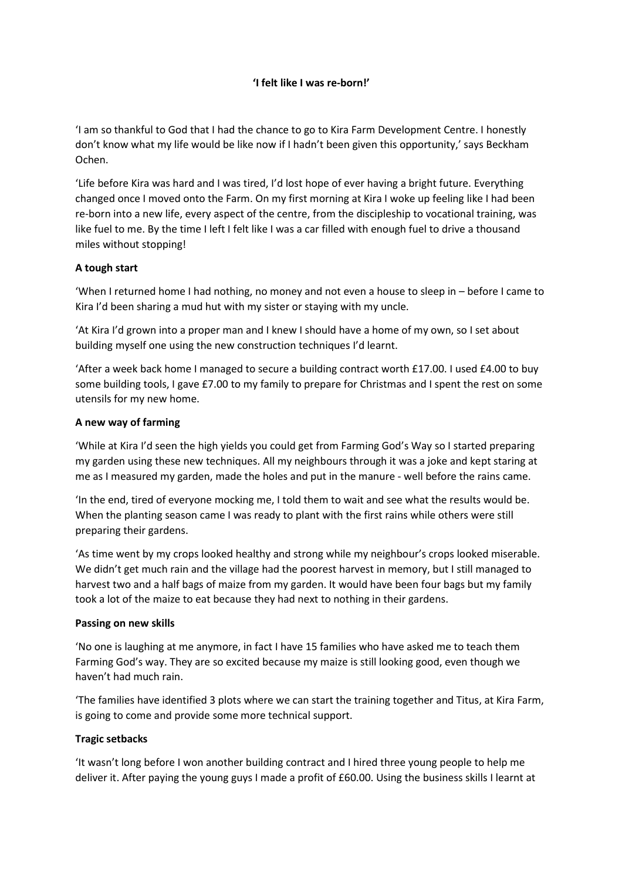**'I felt like I was re-born!'**

'I am so thankful to God that I had the chance to go to Kira Farm Development Centre. I honestly don't know what my life would be like now if I hadn't been given this opportunity,' says Beckham Ochen.

'Life before Kira was hard and I was tired, I'd lost hope of ever having a bright future. Everything changed once I moved onto the Farm. On my first morning at Kira I woke up feeling like I had been re-born into a new life, every aspect of the centre, from the discipleship to vocational training, was like fuel to me. By the time I left I felt like I was a car filled with enough fuel to drive a thousand miles without stopping!

**A tough start**

'When I returned home I had nothing, no money and not even a house to sleep in – before I came to Kira I'd been sharing a mud hut with my sister or staying with my uncle.

'At Kira I'd grown into a proper man and I knew I should have a home of my own, so I set about building myself one using the new construction techniques I'd learnt.

'After a week back home I managed to secure a building contract worth £17.00. I used £4.00 to buy some building tools, I gave £7.00 to my family to prepare for Christmas and I spent the rest on some utensils for my new home.

**A new way of farming**

'While at Kira I'd seen the high yields you could get from Farming God's Way so I started preparing my garden using these new techniques. All my neighbours through it was a joke and kept staring at me as I measured my garden, made the holes and put in the manure - well before the rains came.

'In the end, tired of everyone mocking me, I told them to wait and see what the results would be. When the planting season came I was ready to plant with the first rains while others were still preparing their gardens.

'As time went by my crops looked healthy and strong while my neighbour's crops looked miserable. We didn't get much rain and the village had the poorest harvest in memory, but I still managed to harvest two and a half bags of maize from my garden. It would have been four bags but my family took a lot of the maize to eat because they had next to nothing in their gardens.

**Passing on new skills**

'No one is laughing at me anymore, in fact I have 15 families who have asked me to teach them Farming God's way. They are so excited because my maize is still looking good, even though we haven't had much rain.

'The families have identified 3 plots where we can start the training together and Titus, at Kira Farm, is going to come and provide some more technical support.

**Tragic setbacks**

'It wasn't long before I won another building contract and I hired three young people to help me deliver it. After paying the young guys I made a profit of £60.00. Using the business skills I learnt at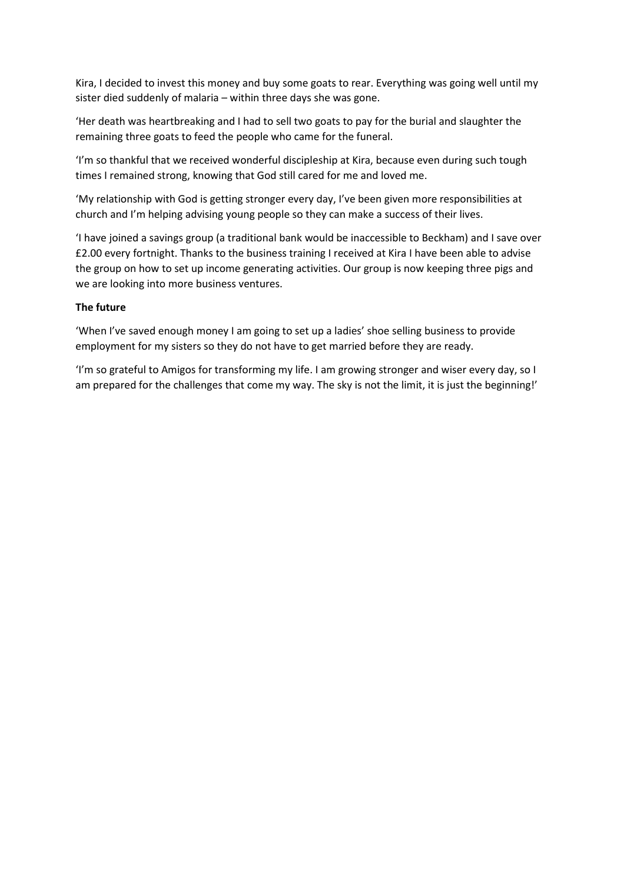Kira, I decided to invest this money and buy some goats to rear. Everything was going well until my sister died suddenly of malaria – within three days she was gone.

'Her death was heartbreaking and I had to sell two goats to pay for the burial and slaughter the remaining three goats to feed the people who came for the funeral.

'I'm so thankful that we received wonderful discipleship at Kira, because even during such tough times I remained strong, knowing that God still cared for me and loved me.

'My relationship with God is getting stronger every day, I've been given more responsibilities at church and I'm helping advising young people so they can make a success of their lives.

'I have joined a savings group (a traditional bank would be inaccessible to Beckham) and I save over £2.00 every fortnight. Thanks to the business training I received at Kira I have been able to advise the group on how to set up income generating activities. Our group is now keeping three pigs and we are looking into more business ventures.

**The future**

'When I've saved enough money I am going to set up a ladies' shoe selling business to provide employment for my sisters so they do not have to get married before they are ready.

'I'm so grateful to Amigos for transforming my life. I am growing stronger and wiser every day, so I am prepared for the challenges that come my way. The sky is not the limit, it is just the beginning!'